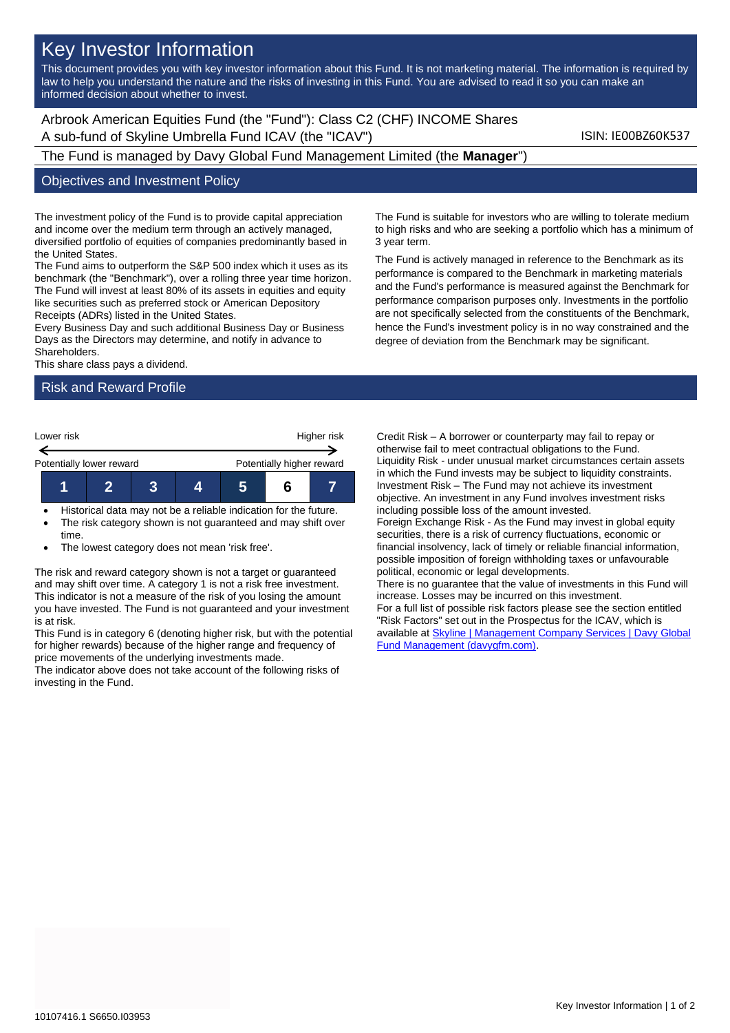# Key Investor Information

This document provides you with key investor information about this Fund. It is not marketing material. The information is required by law to help you understand the nature and the risks of investing in this Fund. You are advised to read it so you can make an informed decision about whether to invest.

Arbrook American Equities Fund (the "Fund"): Class C2 (CHF) INCOME Shares
A sub-fund of Skyline Umbrella Fund ICAV (the "ICAV")

ISIN: IE00BZ60K537

The Fund is managed by Davy Global Fund Management Limited (the **Manager**")

## Objectives and Investment Policy

The investment policy of the Fund is to provide capital appreciation and income over the medium term through an actively managed, diversified portfolio of equities of companies predominantly based in the United States.
The Fund aims to outperform the S&P 500 index which it uses as its benchmark (the "Benchmark"), over a rolling three year time horizon.
The Fund will invest at least 80% of its assets in equities and equity like securities such as preferred stock or American Depository Receipts (ADRs) listed in the United States.
Every Business Day and such additional Business Day or Business Days as the Directors may determine, and notify in advance to Shareholders.
This share class pays a dividend.

The Fund is suitable for investors who are willing to tolerate medium to high risks and who are seeking a portfolio which has a minimum of 3 year term.

The Fund is actively managed in reference to the Benchmark as its performance is compared to the Benchmark in marketing materials and the Fund's performance is measured against the Benchmark for performance comparison purposes only. Investments in the portfolio are not specifically selected from the constituents of the Benchmark, hence the Fund's investment policy is in no way constrained and the degree of deviation from the Benchmark may be significant.

## Risk and Reward Profile

Lower risk — Higher risk

Potentially lower reward — Potentially higher reward

| 1 | 2 | 3 | 4 | 5 | **6** | 7 |
|---|---|---|---|---|---|---|

- Historical data may not be a reliable indication for the future.
- The risk category shown is not guaranteed and may shift over time.
- The lowest category does not mean 'risk free'.

The risk and reward category shown is not a target or guaranteed and may shift over time. A category 1 is not a risk free investment. This indicator is not a measure of the risk of you losing the amount you have invested. The Fund is not guaranteed and your investment is at risk.
This Fund is in category 6 (denoting higher risk, but with the potential for higher rewards) because of the higher range and frequency of price movements of the underlying investments made.
The indicator above does not take account of the following risks of investing in the Fund.

Credit Risk – A borrower or counterparty may fail to repay or otherwise fail to meet contractual obligations to the Fund.
Liquidity Risk - under unusual market circumstances certain assets in which the Fund invests may be subject to liquidity constraints.
Investment Risk – The Fund may not achieve its investment objective. An investment in any Fund involves investment risks including possible loss of the amount invested.
Foreign Exchange Risk - As the Fund may invest in global equity securities, there is a risk of currency fluctuations, economic or financial insolvency, lack of timely or reliable financial information, possible imposition of foreign withholding taxes or unfavourable political, economic or legal developments.
There is no guarantee that the value of investments in this Fund will increase. Losses may be incurred on this investment.
For a full list of possible risk factors please see the section entitled "Risk Factors" set out in the Prospectus for the ICAV, which is available at [Skyline | Management Company Services | Davy Global Fund Management (davygfm.com)](davygfm.com).

10107416.1 S6650.I03953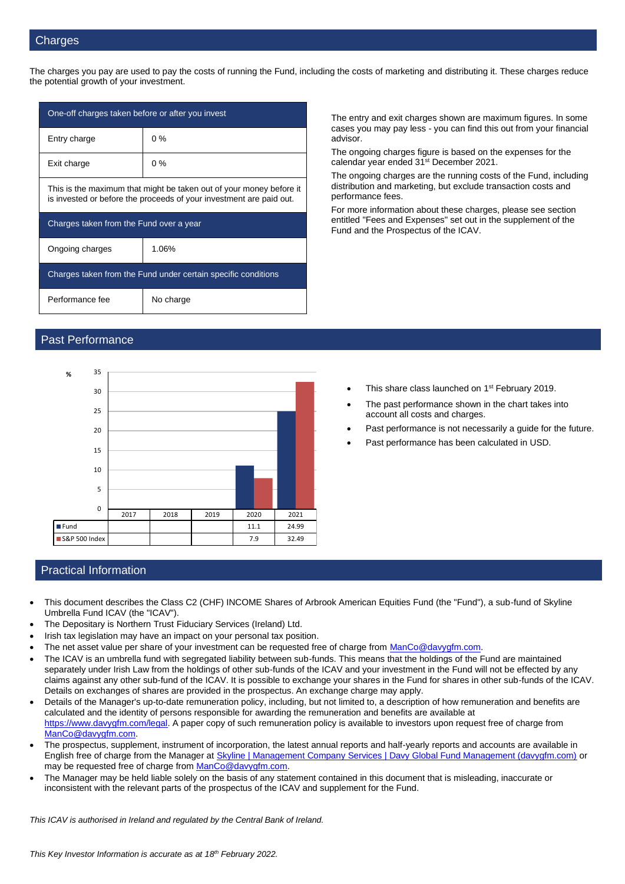## Charges

The charges you pay are used to pay the costs of running the Fund, including the costs of marketing and distributing it. These charges reduce the potential growth of your investment.

| One-off charges taken before or after you invest | |
|---|---|
| Entry charge | 0 % |
| Exit charge | 0 % |
| This is the maximum that might be taken out of your money before it is invested or before the proceeds of your investment are paid out. | |
| **Charges taken from the Fund over a year** | |
| Ongoing charges | 1.06% |
| **Charges taken from the Fund under certain specific conditions** | |
| Performance fee | No charge |

The entry and exit charges shown are maximum figures. In some cases you may pay less - you can find this out from your financial advisor.

The ongoing charges figure is based on the expenses for the calendar year ended 31st December 2021.

The ongoing charges are the running costs of the Fund, including distribution and marketing, but exclude transaction costs and performance fees.

For more information about these charges, please see section entitled "Fees and Expenses" set out in the supplement of the Fund and the Prospectus of the ICAV.

## Past Performance

%

35
30
25
20
15
10
5
0

2017 2018 2019 2020 2021

Fund: 11.1 24.99

S&P 500 Index: 7.9 32.49

- This share class launched on 1st February 2019.
- The past performance shown in the chart takes into account all costs and charges.
- Past performance is not necessarily a guide for the future.
- Past performance has been calculated in USD.

## Practical Information

- This document describes the Class C2 (CHF) INCOME Shares of Arbrook American Equities Fund (the "Fund"), a sub-fund of Skyline Umbrella Fund ICAV (the "ICAV").
- The Depositary is Northern Trust Fiduciary Services (Ireland) Ltd.
- Irish tax legislation may have an impact on your personal tax position.
- The net asset value per share of your investment can be requested free of charge from ManCo@davygfm.com.
- The ICAV is an umbrella fund with segregated liability between sub-funds. This means that the holdings of the Fund are maintained separately under Irish Law from the holdings of other sub-funds of the ICAV and your investment in the Fund will not be effected by any claims against any other sub-fund of the ICAV. It is possible to exchange your shares in the Fund for shares in other sub-funds of the ICAV. Details on exchanges of shares are provided in the prospectus. An exchange charge may apply.
- Details of the Manager's up-to-date remuneration policy, including, but not limited to, a description of how remuneration and benefits are calculated and the identity of persons responsible for awarding the remuneration and benefits are available at https://www.davygfm.com/legal. A paper copy of such remuneration policy is available to investors upon request free of charge from ManCo@davygfm.com.
- The prospectus, supplement, instrument of incorporation, the latest annual reports and half-yearly reports and accounts are available in English free of charge from the Manager at Skyline | Management Company Services | Davy Global Fund Management (davygfm.com) or may be requested free of charge from ManCo@davygfm.com.
- The Manager may be held liable solely on the basis of any statement contained in this document that is misleading, inaccurate or inconsistent with the relevant parts of the prospectus of the ICAV and supplement for the Fund.

*This ICAV is authorised in Ireland and regulated by the Central Bank of Ireland.*

*This Key Investor Information is accurate as at 18th February 2022.*